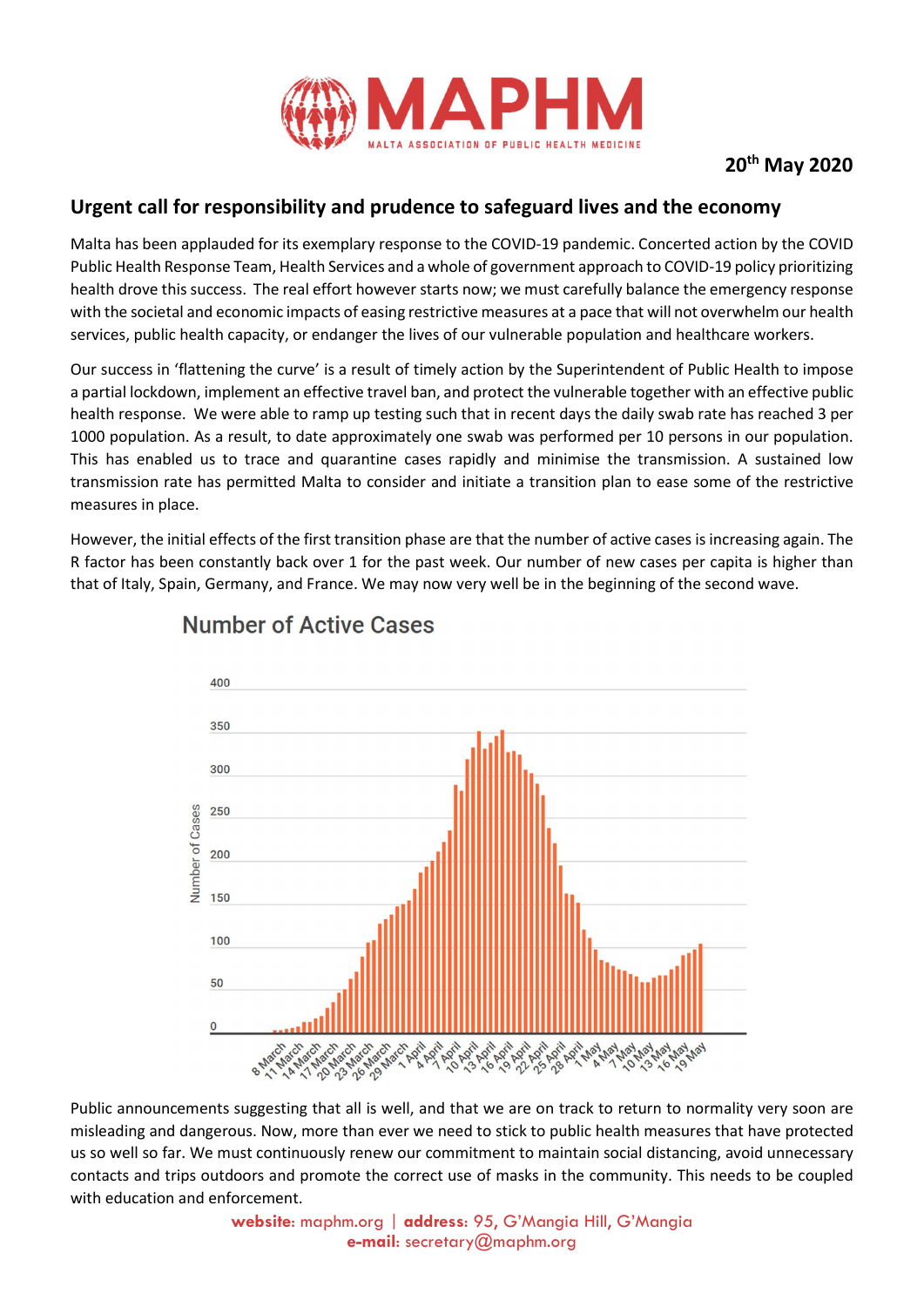# MAPHM

MALTA ASSOCIATION OF PUBLIC HEALTH MEDICINE

**20th May 2020**

## Urgent call for responsibility and prudence to safeguard lives and the economy

Malta has been applauded for its exemplary response to the COVID-19 pandemic. Concerted action by the COVID Public Health Response Team, Health Services and a whole of government approach to COVID-19 policy prioritizing health drove this success. The real effort however starts now; we must carefully balance the emergency response with the societal and economic impacts of easing restrictive measures at a pace that will not overwhelm our health services, public health capacity, or endanger the lives of our vulnerable population and healthcare workers.

Our success in 'flattening the curve' is a result of timely action by the Superintendent of Public Health to impose a partial lockdown, implement an effective travel ban, and protect the vulnerable together with an effective public health response. We were able to ramp up testing such that in recent days the daily swab rate has reached 3 per 1000 population. As a result, to date approximately one swab was performed per 10 persons in our population. This has enabled us to trace and quarantine cases rapidly and minimise the transmission. A sustained low transmission rate has permitted Malta to consider and initiate a transition plan to ease some of the restrictive measures in place.

However, the initial effects of the first transition phase are that the number of active cases is increasing again. The R factor has been constantly back over 1 for the past week. Our number of new cases per capita is higher than that of Italy, Spain, Germany, and France. We may now very well be in the beginning of the second wave.

Number of Active Cases

Public announcements suggesting that all is well, and that we are on track to return to normality very soon are misleading and dangerous. Now, more than ever we need to stick to public health measures that have protected us so well so far. We must continuously renew our commitment to maintain social distancing, avoid unnecessary contacts and trips outdoors and promote the correct use of masks in the community. This needs to be coupled with education and enforcement.

**website:** maphm.org | **address:** 95, G'Mangia Hill, G'Mangia
**e-mail:** secretary@maphm.org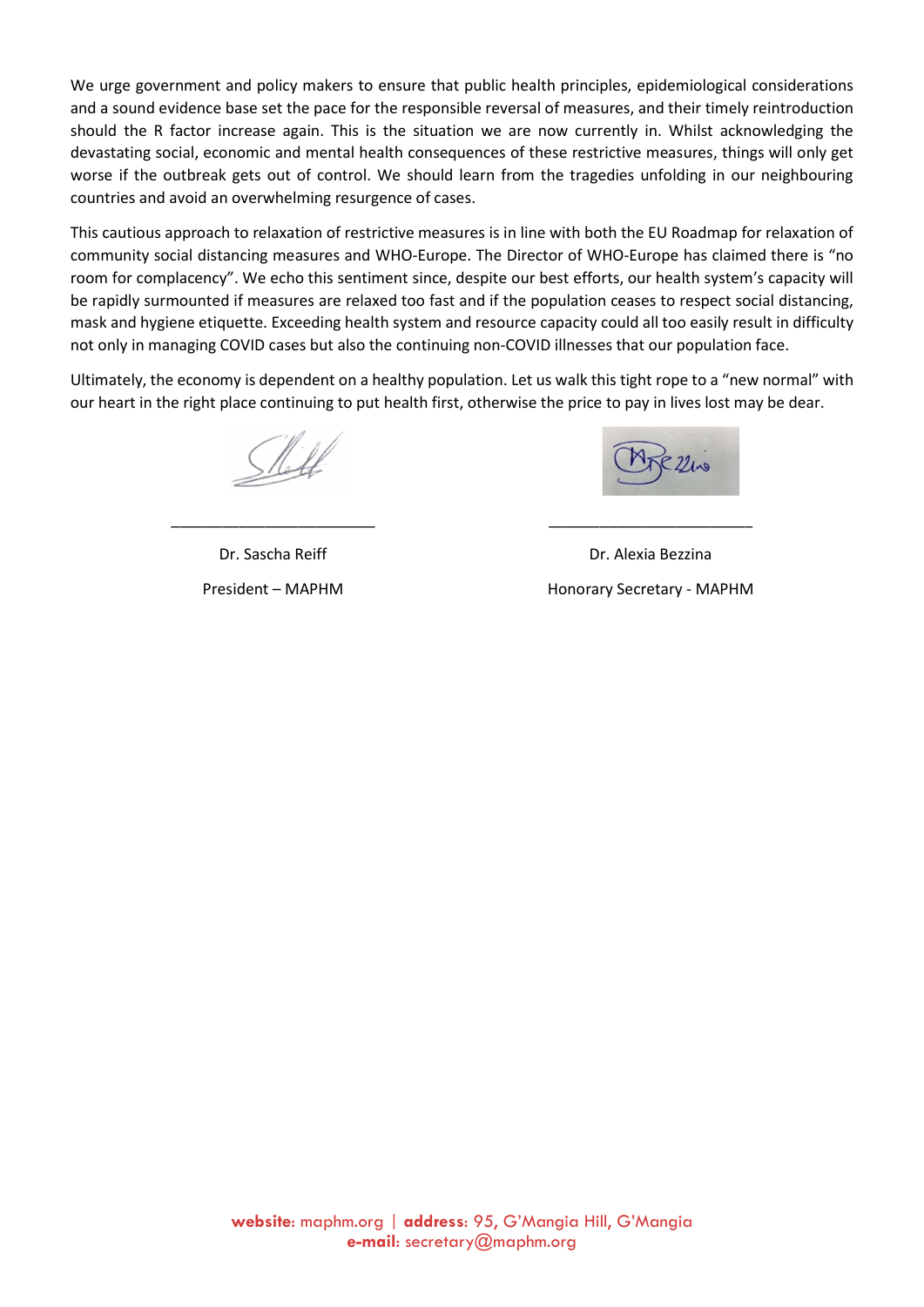We urge government and policy makers to ensure that public health principles, epidemiological considerations and a sound evidence base set the pace for the responsible reversal of measures, and their timely reintroduction should the R factor increase again. This is the situation we are now currently in. Whilst acknowledging the devastating social, economic and mental health consequences of these restrictive measures, things will only get worse if the outbreak gets out of control. We should learn from the tragedies unfolding in our neighbouring countries and avoid an overwhelming resurgence of cases.

This cautious approach to relaxation of restrictive measures is in line with both the EU Roadmap for relaxation of community social distancing measures and WHO-Europe. The Director of WHO-Europe has claimed there is "no room for complacency". We echo this sentiment since, despite our best efforts, our health system's capacity will be rapidly surmounted if measures are relaxed too fast and if the population ceases to respect social distancing, mask and hygiene etiquette. Exceeding health system and resource capacity could all too easily result in difficulty not only in managing COVID cases but also the continuing non-COVID illnesses that our population face.

Ultimately, the economy is dependent on a healthy population. Let us walk this tight rope to a "new normal" with our heart in the right place continuing to put health first, otherwise the price to pay in lives lost may be dear.

\_\_\_\_\_\_\_\_\_\_\_\_\_\_\_\_\_\_\_\_\_\_\_\_\_

Dr. Sascha Reiff

President – MAPHM

\_\_\_\_\_\_\_\_\_\_\_\_\_\_\_\_\_\_\_\_\_\_\_\_\_

Dr. Alexia Bezzina

Honorary Secretary - MAPHM

**website:** maphm.org | **address:** 95, G'Mangia Hill, G'Mangia
**e-mail:** secretary@maphm.org